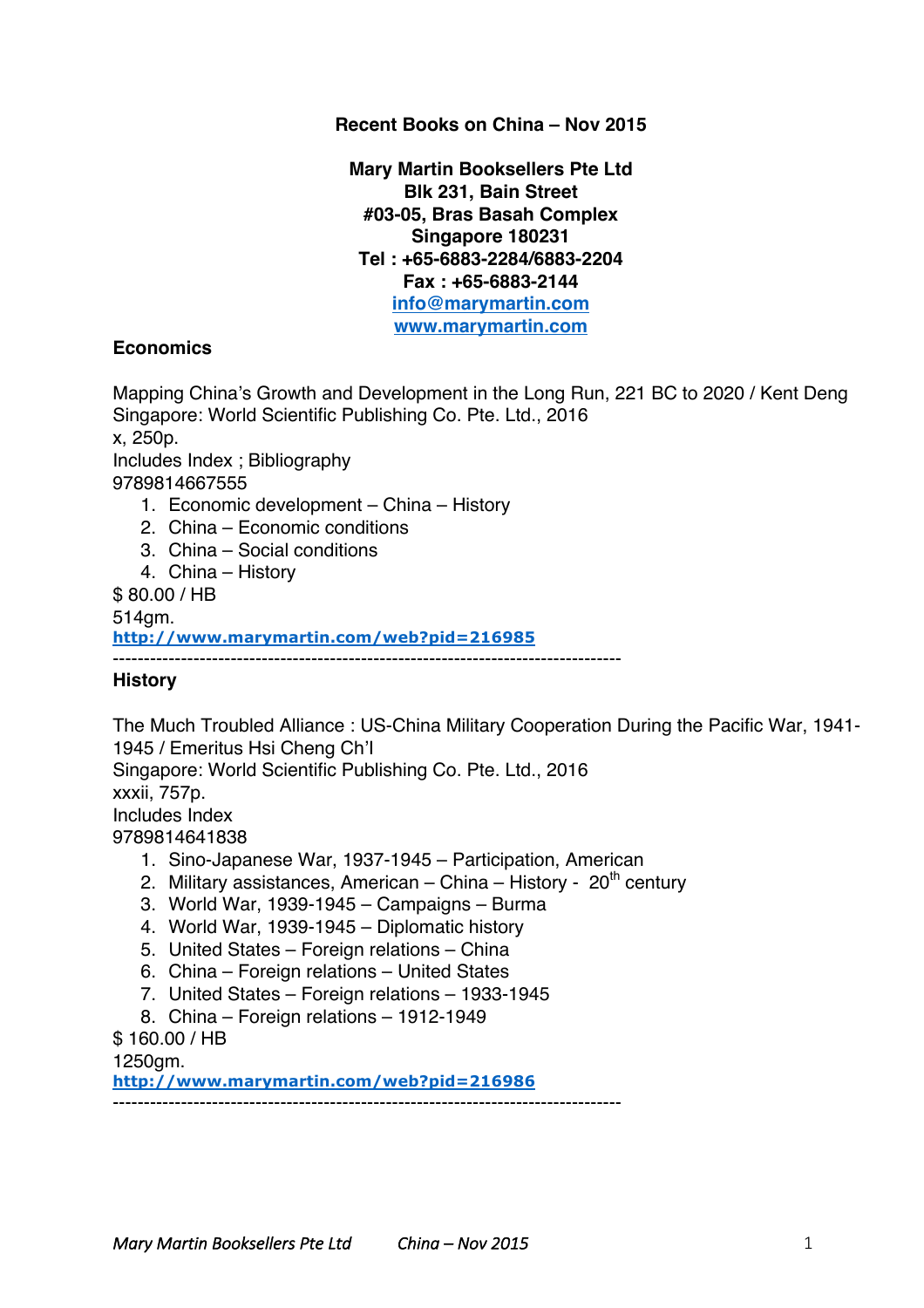**Recent Books on China – Nov 2015**

**Mary Martin Booksellers Pte Ltd**
**Blk 231, Bain Street**
**#03-05, Bras Basah Complex**
**Singapore 180231**
**Tel : +65-6883-2284/6883-2204**
**Fax : +65-6883-2144**
**info@marymartin.com**
**www.marymartin.com**

## Economics

Mapping China's Growth and Development in the Long Run, 221 BC to 2020 / Kent Deng
Singapore: World Scientific Publishing Co. Pte. Ltd., 2016
x, 250p.
Includes Index ; Bibliography
9789814667555

1. Economic development – China – History
2. China – Economic conditions
3. China – Social conditions
4. China – History

$ 80.00 / HB
514gm.
http://www.marymartin.com/web?pid=216985

--------------------------------------------------------------------------------

## History

The Much Troubled Alliance : US-China Military Cooperation During the Pacific War, 1941-1945 / Emeritus Hsi Cheng Ch'I
Singapore: World Scientific Publishing Co. Pte. Ltd., 2016
xxxii, 757p.
Includes Index
9789814641838

1. Sino-Japanese War, 1937-1945 – Participation, American
2. Military assistances, American – China – History - 20th century
3. World War, 1939-1945 – Campaigns – Burma
4. World War, 1939-1945 – Diplomatic history
5. United States – Foreign relations – China
6. China – Foreign relations – United States
7. United States – Foreign relations – 1933-1945
8. China – Foreign relations – 1912-1949

$ 160.00 / HB
1250gm.
http://www.marymartin.com/web?pid=216986

--------------------------------------------------------------------------------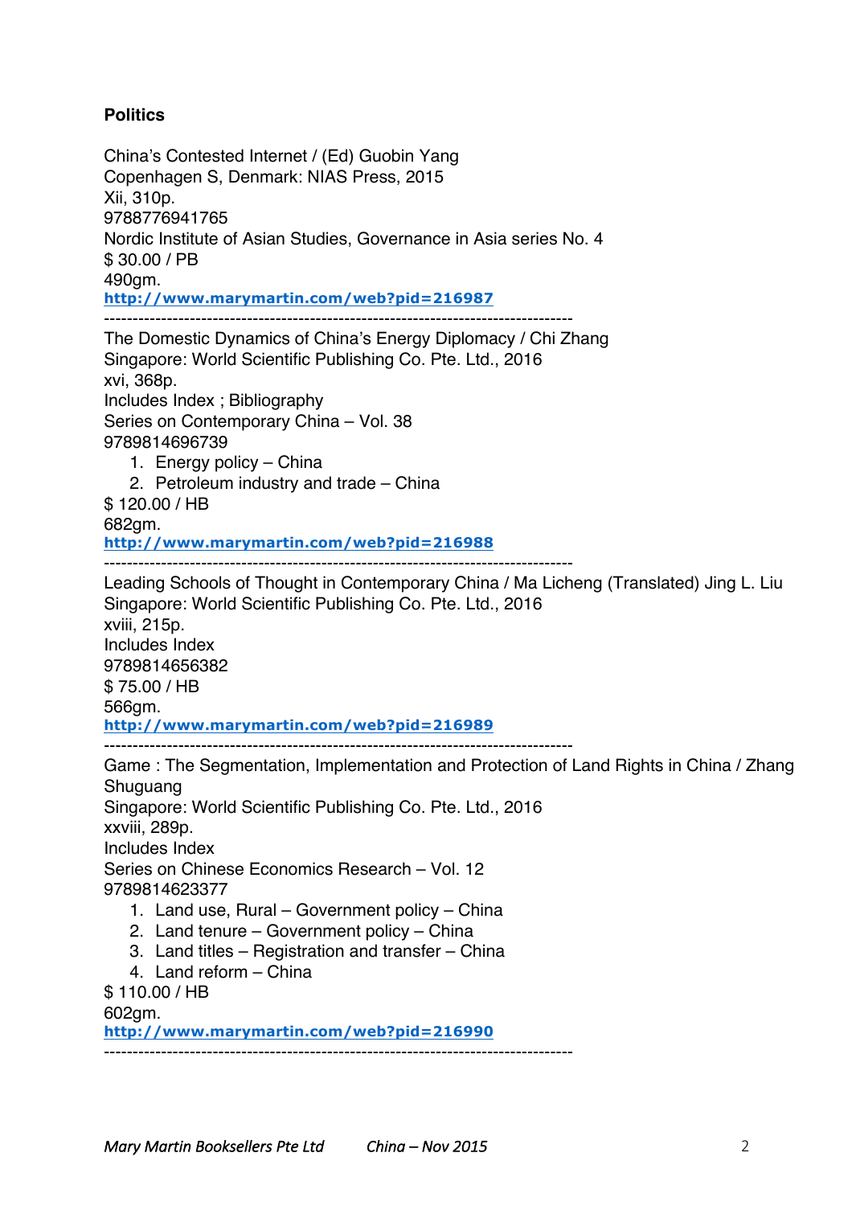## Politics

China's Contested Internet / (Ed) Guobin Yang
Copenhagen S, Denmark: NIAS Press, 2015
Xii, 310p.
9788776941765
Nordic Institute of Asian Studies, Governance in Asia series No. 4
$ 30.00 / PB
490gm.
http://www.marymartin.com/web?pid=216987

--------------------------------------------------------------------------------

The Domestic Dynamics of China's Energy Diplomacy / Chi Zhang
Singapore: World Scientific Publishing Co. Pte. Ltd., 2016
xvi, 368p.
Includes Index ; Bibliography
Series on Contemporary China – Vol. 38
9789814696739

1. Energy policy – China
2. Petroleum industry and trade – China

$ 120.00 / HB
682gm.
http://www.marymartin.com/web?pid=216988

--------------------------------------------------------------------------------

Leading Schools of Thought in Contemporary China / Ma Licheng (Translated) Jing L. Liu
Singapore: World Scientific Publishing Co. Pte. Ltd., 2016
xviii, 215p.
Includes Index
9789814656382
$ 75.00 / HB
566gm.
http://www.marymartin.com/web?pid=216989

--------------------------------------------------------------------------------

Game : The Segmentation, Implementation and Protection of Land Rights in China / Zhang Shuguang
Singapore: World Scientific Publishing Co. Pte. Ltd., 2016
xxviii, 289p.
Includes Index
Series on Chinese Economics Research – Vol. 12
9789814623377

1. Land use, Rural – Government policy – China
2. Land tenure – Government policy – China
3. Land titles – Registration and transfer – China
4. Land reform – China

$ 110.00 / HB
602gm.
http://www.marymartin.com/web?pid=216990

--------------------------------------------------------------------------------